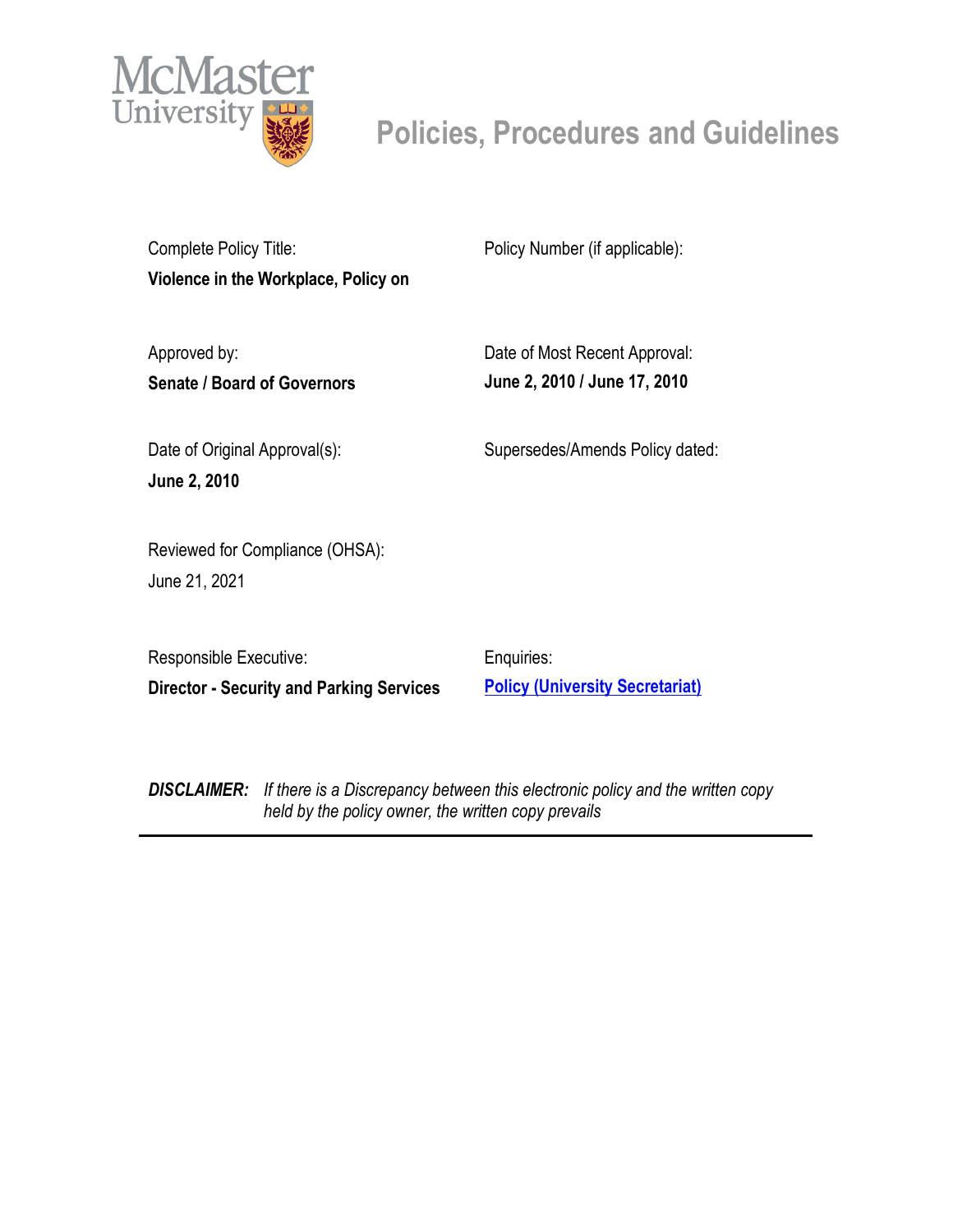McMaster University

# Policies, Procedures and Guidelines

Complete Policy Title:
**Violence in the Workplace, Policy on**

Policy Number (if applicable):

Approved by:
**Senate / Board of Governors**

Date of Most Recent Approval:
**June 2, 2010 / June 17, 2010**

Date of Original Approval(s):
**June 2, 2010**

Supersedes/Amends Policy dated:

Reviewed for Compliance (OHSA):
June 21, 2021

Responsible Executive:
**Director - Security and Parking Services**

Enquiries:
**Policy (University Secretariat)**

***DISCLAIMER:*** *If there is a Discrepancy between this electronic policy and the written copy held by the policy owner, the written copy prevails*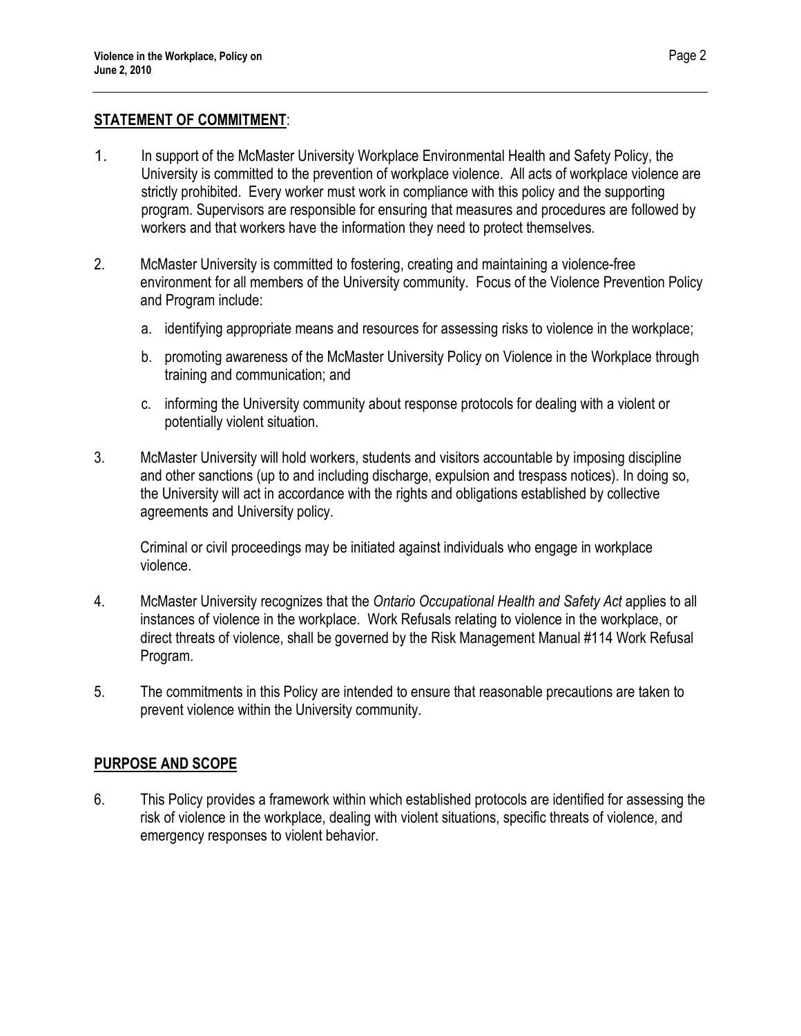## STATEMENT OF COMMITMENT:

1. In support of the McMaster University Workplace Environmental Health and Safety Policy, the University is committed to the prevention of workplace violence. All acts of workplace violence are strictly prohibited. Every worker must work in compliance with this policy and the supporting program. Supervisors are responsible for ensuring that measures and procedures are followed by workers and that workers have the information they need to protect themselves.

2. McMaster University is committed to fostering, creating and maintaining a violence-free environment for all members of the University community. Focus of the Violence Prevention Policy and Program include:

   a. identifying appropriate means and resources for assessing risks to violence in the workplace;

   b. promoting awareness of the McMaster University Policy on Violence in the Workplace through training and communication; and

   c. informing the University community about response protocols for dealing with a violent or potentially violent situation.

3. McMaster University will hold workers, students and visitors accountable by imposing discipline and other sanctions (up to and including discharge, expulsion and trespass notices). In doing so, the University will act in accordance with the rights and obligations established by collective agreements and University policy.

   Criminal or civil proceedings may be initiated against individuals who engage in workplace violence.

4. McMaster University recognizes that the *Ontario Occupational Health and Safety Act* applies to all instances of violence in the workplace. Work Refusals relating to violence in the workplace, or direct threats of violence, shall be governed by the Risk Management Manual #114 Work Refusal Program.

5. The commitments in this Policy are intended to ensure that reasonable precautions are taken to prevent violence within the University community.

## PURPOSE AND SCOPE

6. This Policy provides a framework within which established protocols are identified for assessing the risk of violence in the workplace, dealing with violent situations, specific threats of violence, and emergency responses to violent behavior.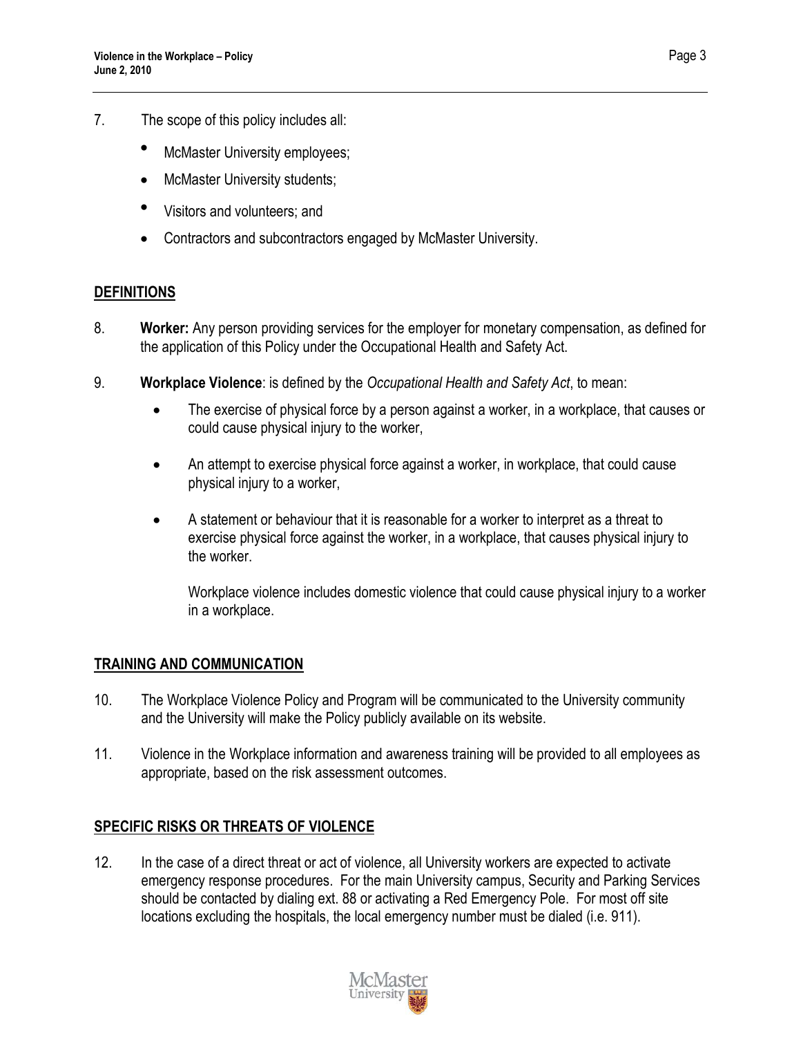7. The scope of this policy includes all:

   - McMaster University employees;
   - McMaster University students;
   - Visitors and volunteers; and
   - Contractors and subcontractors engaged by McMaster University.

## DEFINITIONS

8. **Worker:** Any person providing services for the employer for monetary compensation, as defined for the application of this Policy under the Occupational Health and Safety Act.

9. **Workplace Violence**: is defined by the *Occupational Health and Safety Act*, to mean:

   - The exercise of physical force by a person against a worker, in a workplace, that causes or could cause physical injury to the worker,
   - An attempt to exercise physical force against a worker, in workplace, that could cause physical injury to a worker,
   - A statement or behaviour that it is reasonable for a worker to interpret as a threat to exercise physical force against the worker, in a workplace, that causes physical injury to the worker.

     Workplace violence includes domestic violence that could cause physical injury to a worker in a workplace.

## TRAINING AND COMMUNICATION

10. The Workplace Violence Policy and Program will be communicated to the University community and the University will make the Policy publicly available on its website.

11. Violence in the Workplace information and awareness training will be provided to all employees as appropriate, based on the risk assessment outcomes.

## SPECIFIC RISKS OR THREATS OF VIOLENCE

12. In the case of a direct threat or act of violence, all University workers are expected to activate emergency response procedures. For the main University campus, Security and Parking Services should be contacted by dialing ext. 88 or activating a Red Emergency Pole. For most off site locations excluding the hospitals, the local emergency number must be dialed (i.e. 911).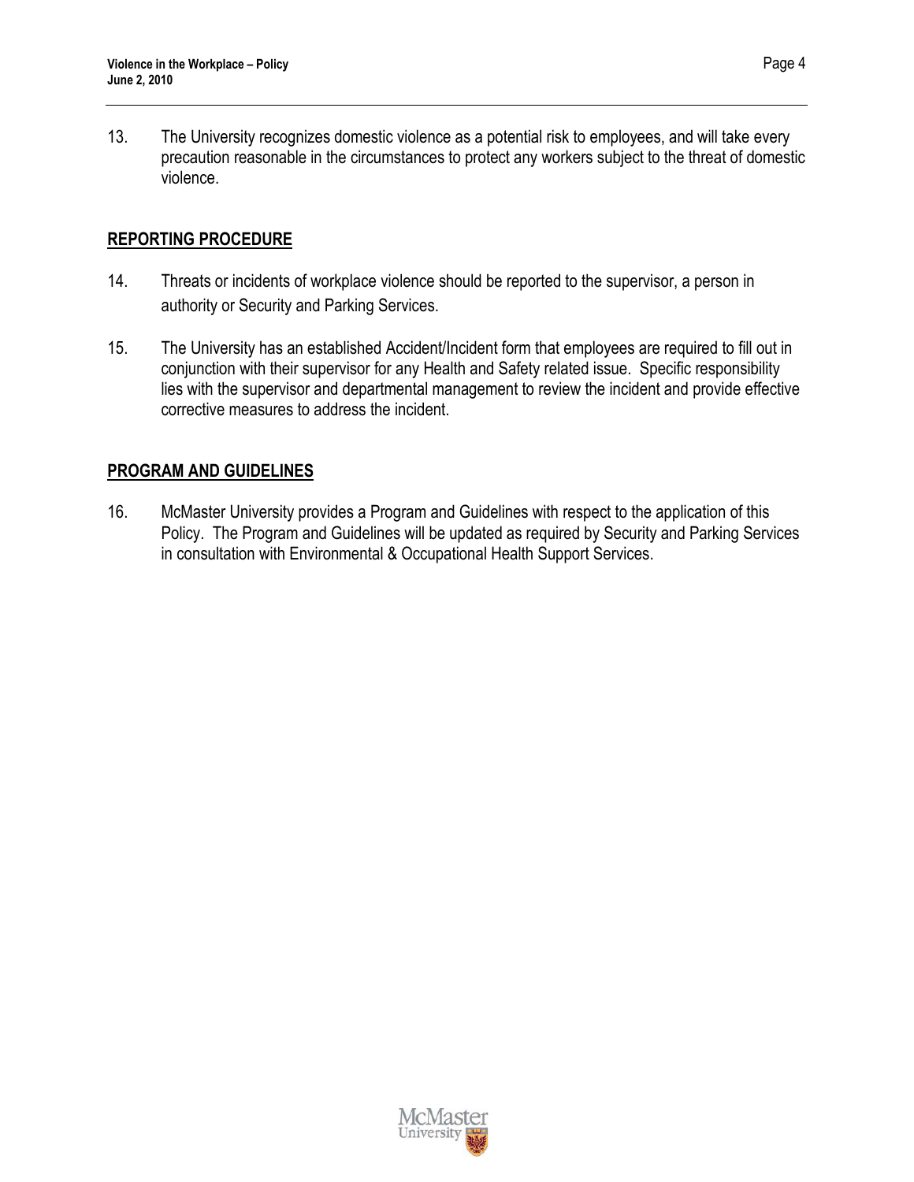13. The University recognizes domestic violence as a potential risk to employees, and will take every precaution reasonable in the circumstances to protect any workers subject to the threat of domestic violence.

## REPORTING PROCEDURE

14. Threats or incidents of workplace violence should be reported to the supervisor, a person in authority or Security and Parking Services.

15. The University has an established Accident/Incident form that employees are required to fill out in conjunction with their supervisor for any Health and Safety related issue. Specific responsibility lies with the supervisor and departmental management to review the incident and provide effective corrective measures to address the incident.

## PROGRAM AND GUIDELINES

16. McMaster University provides a Program and Guidelines with respect to the application of this Policy. The Program and Guidelines will be updated as required by Security and Parking Services in consultation with Environmental & Occupational Health Support Services.